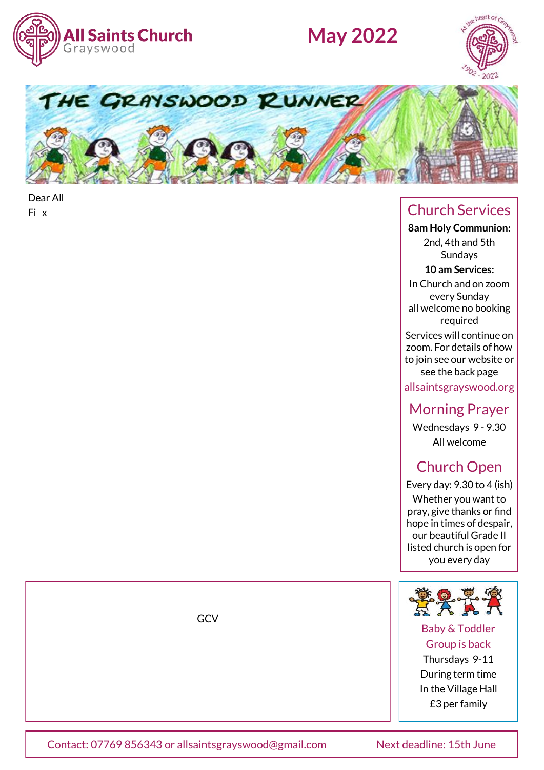# All Saints Church
Grayswood

# May 2022

At the heart of Grayswood
1902 - 2022

THE GRAYSWOOD RUNNER

Dear All

Fi x

## Church Services

**8am Holy Communion:**

2nd, 4th and 5th Sundays

**10 am Services:**

In Church and on zoom every Sunday
all welcome no booking required

Services will continue on zoom. For details of how to join see our website or see the back page

allsaintsgrayswood.org

## Morning Prayer

Wednesdays 9 - 9.30

All welcome

## Church Open

Every day: 9.30 to 4 (ish)

Whether you want to pray, give thanks or find hope in times of despair, our beautiful Grade II listed church is open for you every day

GCV

Baby & Toddler Group is back

Thursdays 9-11

During term time

In the Village Hall

£3 per family

Contact: 07769 856343 or allsaintsgrayswood@gmail.com

Next deadline: 15th June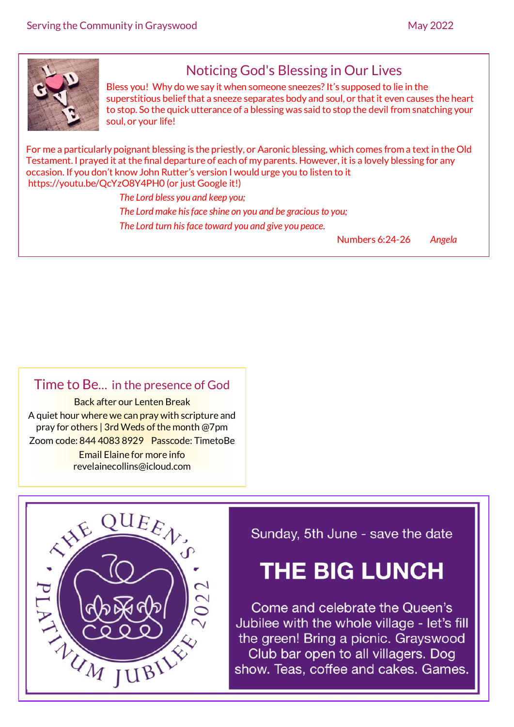## Noticing God's Blessing in Our Lives

Bless you! Why do we say it when someone sneezes? It's supposed to lie in the superstitious belief that a sneeze separates body and soul, or that it even causes the heart to stop. So the quick utterance of a blessing was said to stop the devil from snatching your soul, or your life!

For me a particularly poignant blessing is the priestly, or Aaronic blessing, which comes from a text in the Old Testament. I prayed it at the final departure of each of my parents. However, it is a lovely blessing for any occasion. If you don't know John Rutter's version I would urge you to listen to it https://youtu.be/QcYzO8Y4PH0 (or just Google it!)

*The Lord bless you and keep you;*

*The Lord make his face shine on you and be gracious to you;*

*The Lord turn his face toward you and give you peace.*

Numbers 6:24-26 *Angela*

## Time to Be... in the presence of God

Back after our Lenten Break

A quiet hour where we can pray with scripture and pray for others | 3rd Weds of the month @7pm

Zoom code: 844 4083 8929 Passcode: TimetoBe

Email Elaine for more info revelainecollins@icloud.com

THE QUEEN'S PLATINUM JUBILEE 2022

Sunday, 5th June - save the date

## THE BIG LUNCH

Come and celebrate the Queen's Jubilee with the whole village - let's fill the green! Bring a picnic. Grayswood Club bar open to all villagers. Dog show. Teas, coffee and cakes. Games.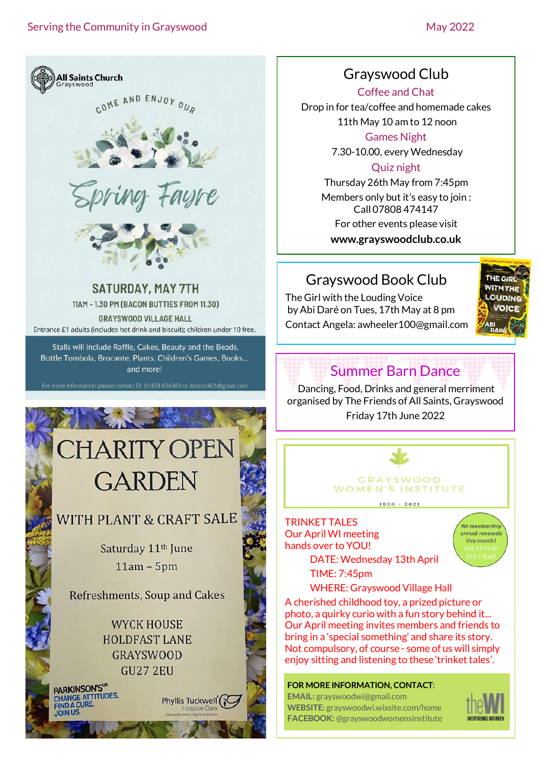## All Saints Church Grayswood

COME AND ENJOY OUR

# Spring Fayre

**SATURDAY, MAY 7TH**

11AM - 1.30 PM (BACON BUTTIES FROM 11.30)

GRAYSWOOD VILLAGE HALL

Entrance £1 adults (includes hot drink and biscuit); children under 10 free.

Stalls will include Raffle, Cakes, Beauty and the Beads, Bottle Tombola, Brocante, Plants, Children's Games, Books... and more!

For more information please contact Di: 01428 654303 or drdcook01@gmail.com

# CHARITY OPEN GARDEN

## WITH PLANT & CRAFT SALE

Saturday 11th June

11am – 5pm

Refreshments, Soup and Cakes

WYCK HOUSE
HOLDFAST LANE
GRAYSWOOD
GU27 2EU

PARKINSON'S UK – CHANGE ATTITUDES. FIND A CURE. JOIN US.

Phyllis Tuckwell Hospice Care ...because every day is precious

## Grayswood Club

### Coffee and Chat

Drop in for tea/coffee and homemade cakes
11th May 10 am to 12 noon

### Games Night

7.30-10.00, every Wednesday

### Quiz night

Thursday 26th May from 7:45pm

Members only but it's easy to join : Call 07808 474147

For other events please visit **www.grayswoodclub.co.uk**

## Grayswood Book Club

The Girl with the Louding Voice by Abi Daré on Tues, 17th May at 8 pm

Contact Angela: awheeler100@gmail.com

## Summer Barn Dance

Dancing, Food, Drinks and general merriment organised by The Friends of All Saints, Grayswood
Friday 17th June 2022

## GRAYSWOOD WOMEN'S INSTITUTE

1920 – 2021

WI membership annual renewals this month! £44 / £21.60 (full / dual)

TRINKET TALES
Our April WI meeting hands over to YOU!

DATE: Wednesday 13th April
TIME: 7:45pm
WHERE: Grayswood Village Hall

A cherished childhood toy, a prized picture or photo, a quirky curio with a fun story behind it... Our April meeting invites members and friends to bring in a 'special something' and share its story. Not compulsory, of course - some of us will simply enjoy sitting and listening to these 'trinket tales'.

**FOR MORE INFORMATION, CONTACT:**
**EMAIL:** grayswoodwi@gmail.com
**WEBSITE:** grayswoodwi.wixsite.com/home
**FACEBOOK:** @grayswoodwomensinstitute

theWI INSPIRING WOMEN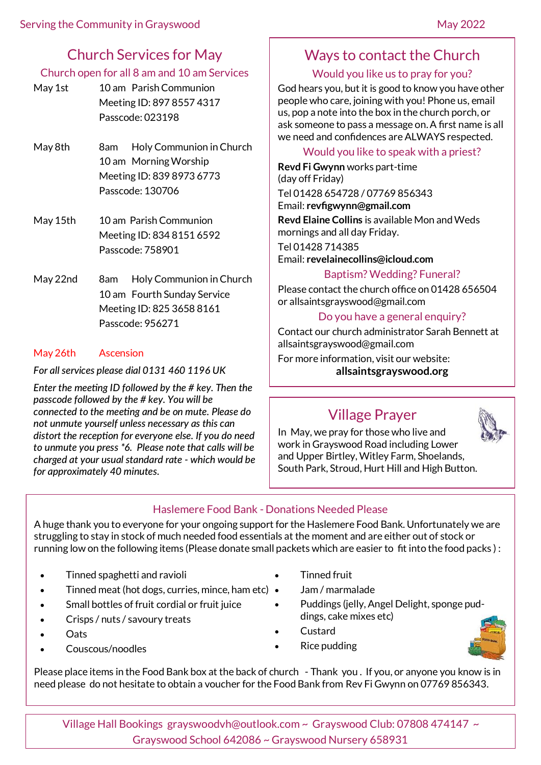## Church Services for May

### Church open for all 8 am and 10 am Services

| | |
|---|---|
| May 1st | 10 am Parish Communion<br>Meeting ID: 897 8557 4317<br>Passcode: 023198 |
| May 8th | 8am Holy Communion in Church<br>10 am Morning Worship<br>Meeting ID: 839 8973 6773<br>Passcode: 130706 |
| May 15th | 10 am Parish Communion<br>Meeting ID: 834 8151 6592<br>Passcode: 758901 |
| May 22nd | 8am Holy Communion in Church<br>10 am Fourth Sunday Service<br>Meeting ID: 825 3658 8161<br>Passcode: 956271 |
| May 26th | Ascension |

*For all services please dial 0131 460 1196 UK*

*Enter the meeting ID followed by the # key. Then the passcode followed by the # key. You will be connected to the meeting and be on mute. Please do not unmute yourself unless necessary as this can distort the reception for everyone else. If you do need to unmute you press *6. Please note that calls will be charged at your usual standard rate - which would be for approximately 40 minutes.*

## Ways to contact the Church

### Would you like us to pray for you?

God hears you, but it is good to know you have other people who care, joining with you! Phone us, email us, pop a note into the box in the church porch, or ask someone to pass a message on. A first name is all we need and confidences are ALWAYS respected.

### Would you like to speak with a priest?

**Revd Fi Gwynn** works part-time (day off Friday)

Tel 01428 654728 / 07769 856343
Email: **revfigwynn@gmail.com**

**Revd Elaine Collins** is available Mon and Weds mornings and all day Friday.

Tel 01428 714385
Email: **revelainecollins@icloud.com**

### Baptism? Wedding? Funeral?

Please contact the church office on 01428 656504 or allsaintsgrayswood@gmail.com

### Do you have a general enquiry?

Contact our church administrator Sarah Bennett at allsaintsgrayswood@gmail.com

For more information, visit our website:
**allsaintsgrayswood.org**

## Village Prayer

In May, we pray for those who live and work in Grayswood Road including Lower and Upper Birtley, Witley Farm, Shoelands, South Park, Stroud, Hurt Hill and High Button.

## Haslemere Food Bank - Donations Needed Please

A huge thank you to everyone for your ongoing support for the Haslemere Food Bank. Unfortunately we are struggling to stay in stock of much needed food essentials at the moment and are either out of stock or running low on the following items (Please donate small packets which are easier to fit into the food packs ) :

- Tinned spaghetti and ravioli
- Tinned meat (hot dogs, curries, mince, ham etc)
- Small bottles of fruit cordial or fruit juice
- Crisps / nuts / savoury treats
- Oats
- Couscous/noodles
- Tinned fruit
- Jam / marmalade
- Puddings (jelly, Angel Delight, sponge puddings, cake mixes etc)
- Custard
- Rice pudding

Please place items in the Food Bank box at the back of church - Thank you. If you, or anyone you know is in need please do not hesitate to obtain a voucher for the Food Bank from Rev Fi Gwynn on 07769 856343.

Village Hall Bookings grayswoodvh@outlook.com ~ Grayswood Club: 07808 474147 ~ Grayswood School 642086 ~ Grayswood Nursery 658931